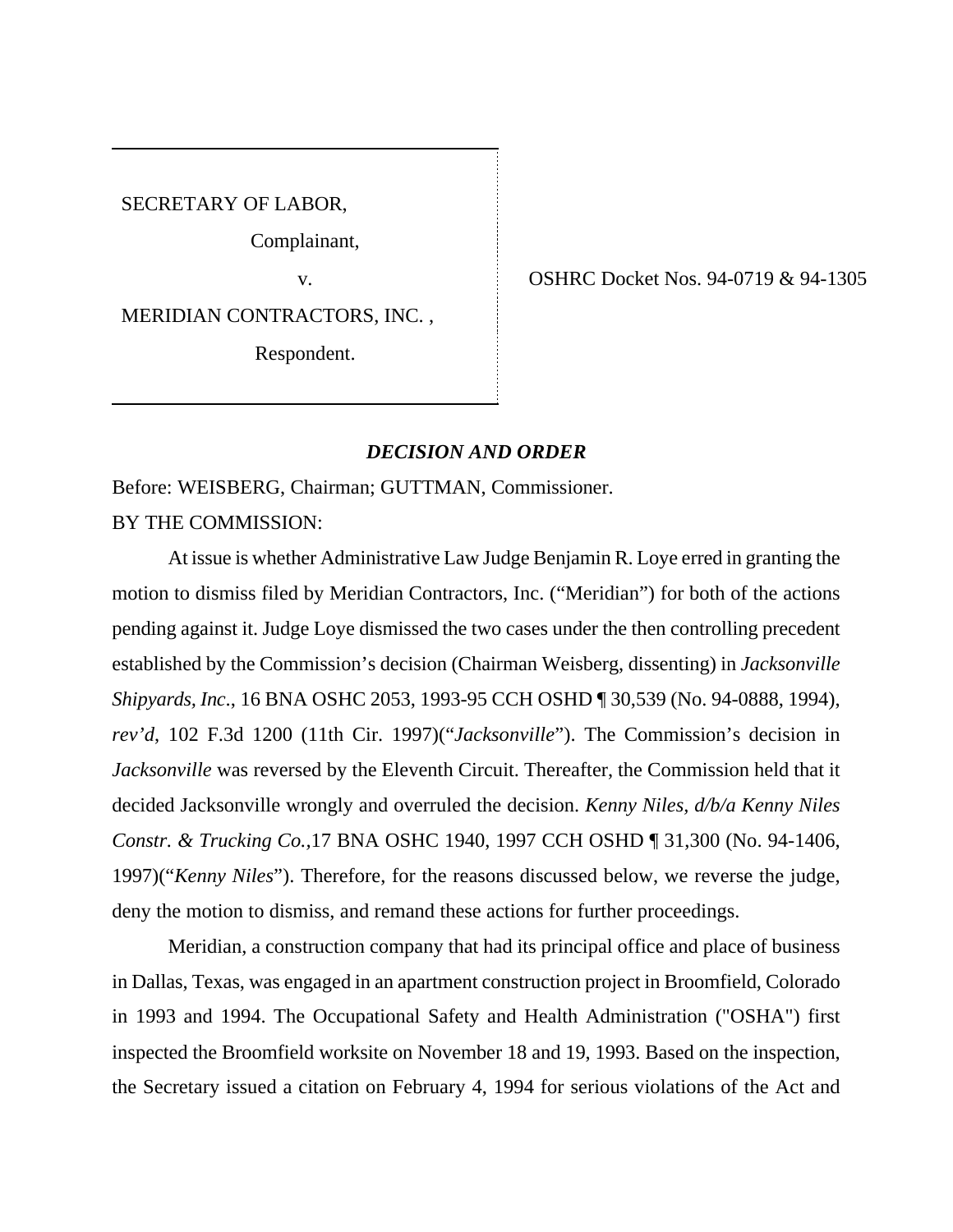SECRETARY OF LABOR,

Complainant,

v.

MERIDIAN CONTRACTORS, INC. ,

Respondent.

OSHRC Docket Nos. 94-0719 & 94-1305

***DECISION AND ORDER***

Before: WEISBERG, Chairman; GUTTMAN, Commissioner.

BY THE COMMISSION:

At issue is whether Administrative Law Judge Benjamin R. Loye erred in granting the motion to dismiss filed by Meridian Contractors, Inc. ("Meridian") for both of the actions pending against it. Judge Loye dismissed the two cases under the then controlling precedent established by the Commission's decision (Chairman Weisberg, dissenting) in *Jacksonville Shipyards, Inc*., 16 BNA OSHC 2053, 1993-95 CCH OSHD ¶ 30,539 (No. 94-0888, 1994), *rev'd*, 102 F.3d 1200 (11th Cir. 1997)("*Jacksonville*"). The Commission's decision in *Jacksonville* was reversed by the Eleventh Circuit. Thereafter, the Commission held that it decided Jacksonville wrongly and overruled the decision. *Kenny Niles, d/b/a Kenny Niles Constr. & Trucking Co.*,17 BNA OSHC 1940, 1997 CCH OSHD ¶ 31,300 (No. 94-1406, 1997)("*Kenny Niles*"). Therefore, for the reasons discussed below, we reverse the judge, deny the motion to dismiss, and remand these actions for further proceedings.

Meridian, a construction company that had its principal office and place of business in Dallas, Texas, was engaged in an apartment construction project in Broomfield, Colorado in 1993 and 1994. The Occupational Safety and Health Administration ("OSHA") first inspected the Broomfield worksite on November 18 and 19, 1993. Based on the inspection, the Secretary issued a citation on February 4, 1994 for serious violations of the Act and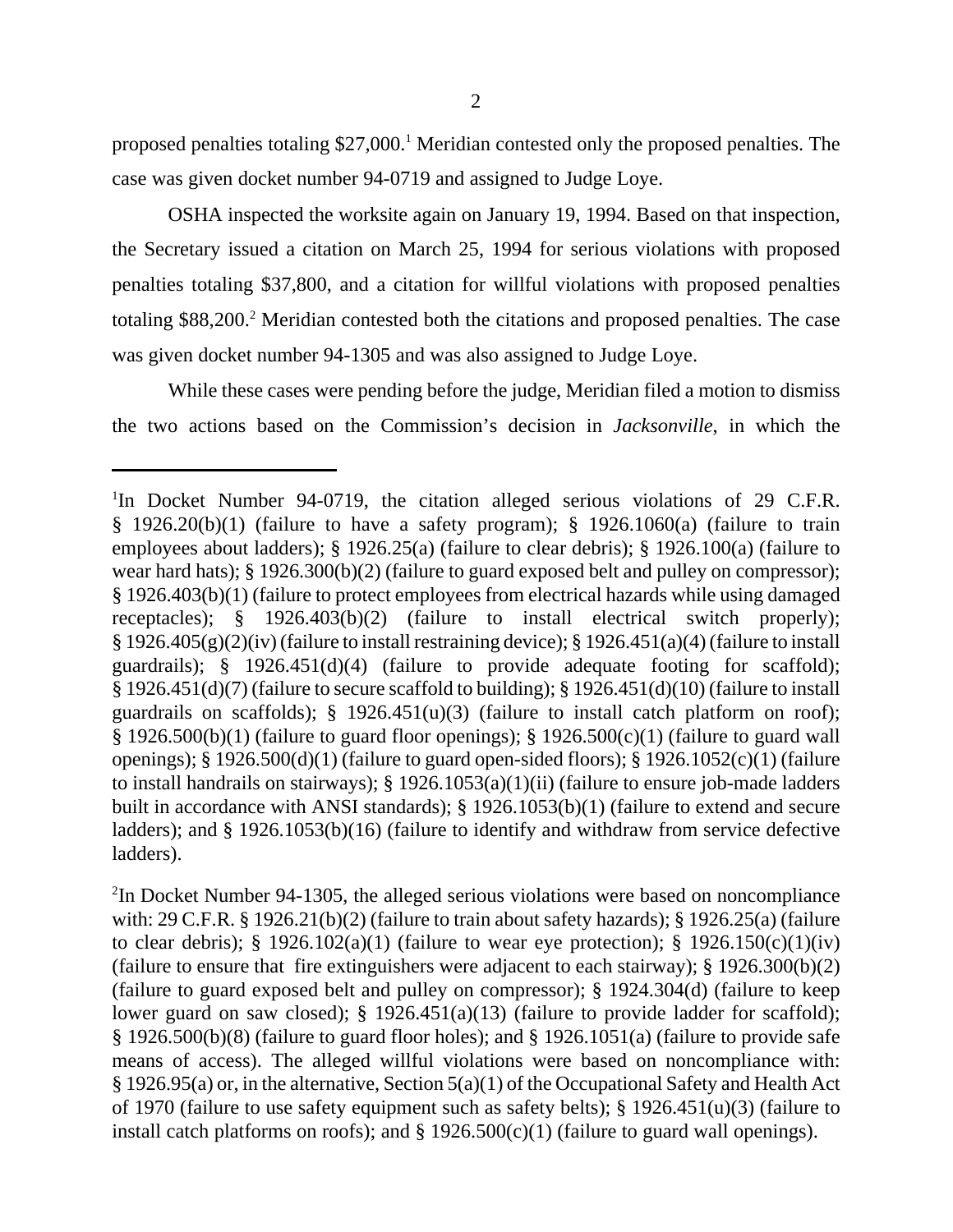proposed penalties totaling $27,000.[1] Meridian contested only the proposed penalties. The case was given docket number 94-0719 and assigned to Judge Loye.

OSHA inspected the worksite again on January 19, 1994. Based on that inspection, the Secretary issued a citation on March 25, 1994 for serious violations with proposed penalties totaling $37,800, and a citation for willful violations with proposed penalties totaling $88,200.[2] Meridian contested both the citations and proposed penalties. The case was given docket number 94-1305 and was also assigned to Judge Loye.

While these cases were pending before the judge, Meridian filed a motion to dismiss the two actions based on the Commission's decision in *Jacksonville*, in which the

---

[1]In Docket Number 94-0719, the citation alleged serious violations of 29 C.F.R. § 1926.20(b)(1) (failure to have a safety program); § 1926.1060(a) (failure to train employees about ladders); § 1926.25(a) (failure to clear debris); § 1926.100(a) (failure to wear hard hats); § 1926.300(b)(2) (failure to guard exposed belt and pulley on compressor); § 1926.403(b)(1) (failure to protect employees from electrical hazards while using damaged receptacles); § 1926.403(b)(2) (failure to install electrical switch properly); § 1926.405(g)(2)(iv) (failure to install restraining device); § 1926.451(a)(4) (failure to install guardrails); § 1926.451(d)(4) (failure to provide adequate footing for scaffold); § 1926.451(d)(7) (failure to secure scaffold to building); § 1926.451(d)(10) (failure to install guardrails on scaffolds); § 1926.451(u)(3) (failure to install catch platform on roof); § 1926.500(b)(1) (failure to guard floor openings); § 1926.500(c)(1) (failure to guard wall openings); § 1926.500(d)(1) (failure to guard open-sided floors); § 1926.1052(c)(1) (failure to install handrails on stairways); § 1926.1053(a)(1)(ii) (failure to ensure job-made ladders built in accordance with ANSI standards); § 1926.1053(b)(1) (failure to extend and secure ladders); and § 1926.1053(b)(16) (failure to identify and withdraw from service defective ladders).

[2]In Docket Number 94-1305, the alleged serious violations were based on noncompliance with: 29 C.F.R. § 1926.21(b)(2) (failure to train about safety hazards); § 1926.25(a) (failure to clear debris); § 1926.102(a)(1) (failure to wear eye protection); § 1926.150(c)(1)(iv) (failure to ensure that fire extinguishers were adjacent to each stairway); § 1926.300(b)(2) (failure to guard exposed belt and pulley on compressor); § 1924.304(d) (failure to keep lower guard on saw closed); § 1926.451(a)(13) (failure to provide ladder for scaffold); § 1926.500(b)(8) (failure to guard floor holes); and § 1926.1051(a) (failure to provide safe means of access). The alleged willful violations were based on noncompliance with: § 1926.95(a) or, in the alternative, Section 5(a)(1) of the Occupational Safety and Health Act of 1970 (failure to use safety equipment such as safety belts); § 1926.451(u)(3) (failure to install catch platforms on roofs); and § 1926.500(c)(1) (failure to guard wall openings).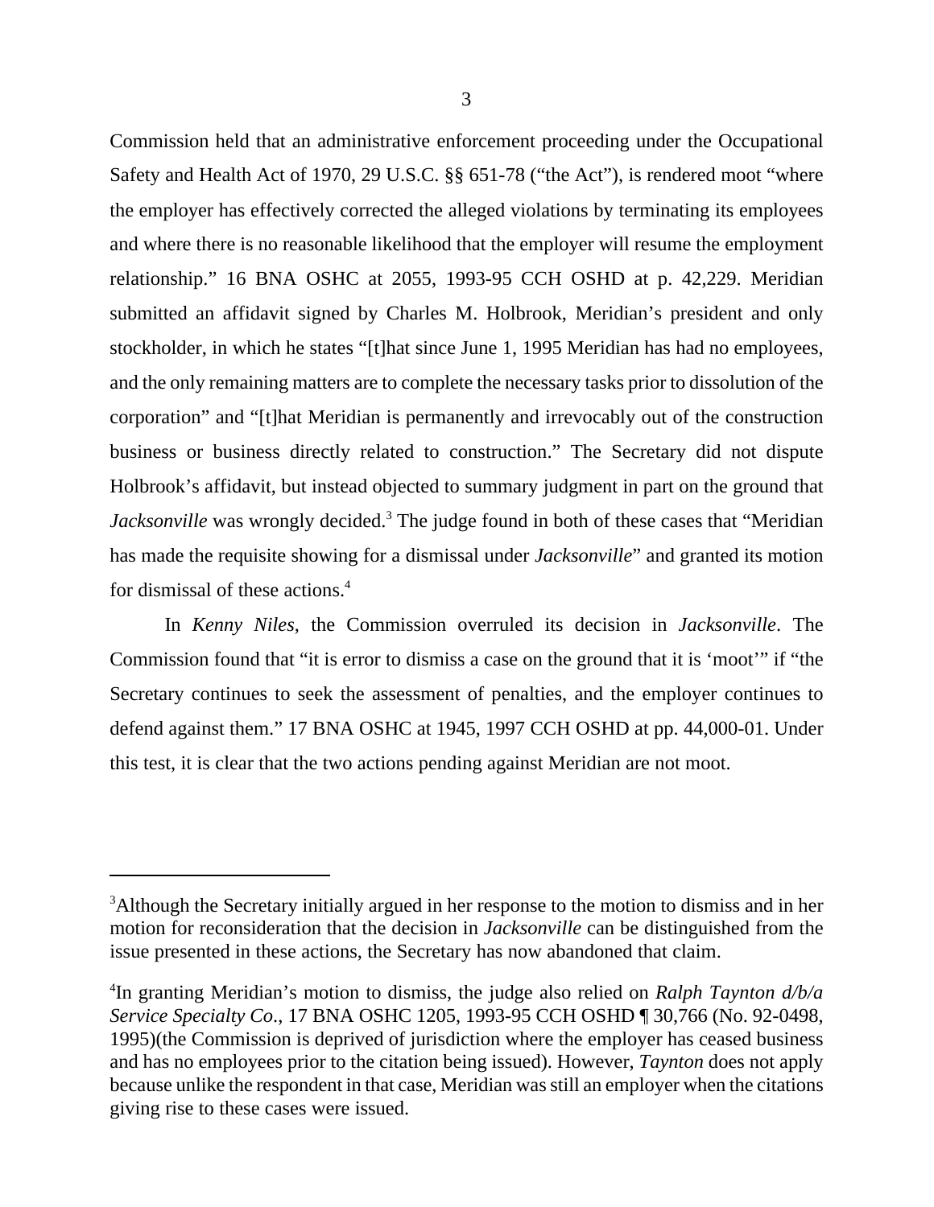Commission held that an administrative enforcement proceeding under the Occupational Safety and Health Act of 1970, 29 U.S.C. §§ 651-78 ("the Act"), is rendered moot "where the employer has effectively corrected the alleged violations by terminating its employees and where there is no reasonable likelihood that the employer will resume the employment relationship." 16 BNA OSHC at 2055, 1993-95 CCH OSHD at p. 42,229. Meridian submitted an affidavit signed by Charles M. Holbrook, Meridian's president and only stockholder, in which he states "[t]hat since June 1, 1995 Meridian has had no employees, and the only remaining matters are to complete the necessary tasks prior to dissolution of the corporation" and "[t]hat Meridian is permanently and irrevocably out of the construction business or business directly related to construction." The Secretary did not dispute Holbrook's affidavit, but instead objected to summary judgment in part on the ground that *Jacksonville* was wrongly decided.[3] The judge found in both of these cases that "Meridian has made the requisite showing for a dismissal under *Jacksonville*" and granted its motion for dismissal of these actions.[4]

In *Kenny Niles*, the Commission overruled its decision in *Jacksonville*. The Commission found that "it is error to dismiss a case on the ground that it is 'moot'" if "the Secretary continues to seek the assessment of penalties, and the employer continues to defend against them." 17 BNA OSHC at 1945, 1997 CCH OSHD at pp. 44,000-01. Under this test, it is clear that the two actions pending against Meridian are not moot.

---

[3]Although the Secretary initially argued in her response to the motion to dismiss and in her motion for reconsideration that the decision in *Jacksonville* can be distinguished from the issue presented in these actions, the Secretary has now abandoned that claim.

[4]In granting Meridian's motion to dismiss, the judge also relied on *Ralph Taynton d/b/a Service Specialty Co.*, 17 BNA OSHC 1205, 1993-95 CCH OSHD ¶ 30,766 (No. 92-0498, 1995)(the Commission is deprived of jurisdiction where the employer has ceased business and has no employees prior to the citation being issued). However, *Taynton* does not apply because unlike the respondent in that case, Meridian was still an employer when the citations giving rise to these cases were issued.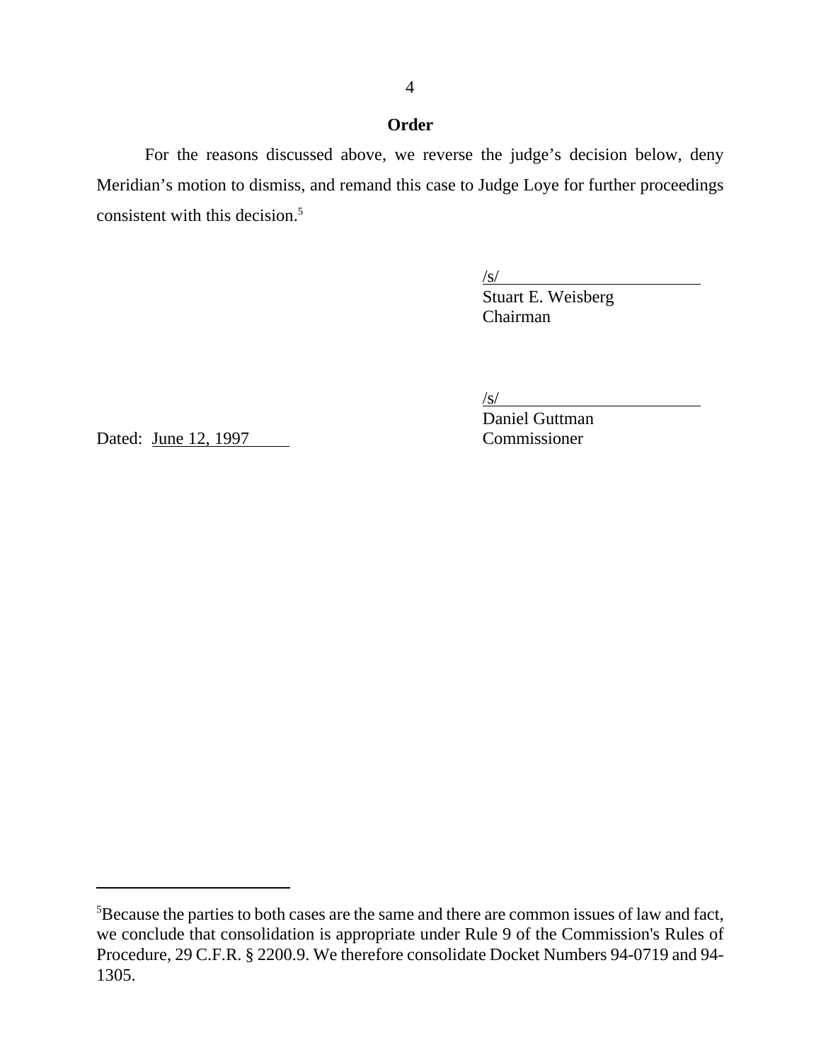## Order

For the reasons discussed above, we reverse the judge's decision below, deny Meridian's motion to dismiss, and remand this case to Judge Loye for further proceedings consistent with this decision.[5]

/s/
Stuart E. Weisberg
Chairman

/s/
Daniel Guttman
Commissioner

Dated: June 12, 1997

---

[5]Because the parties to both cases are the same and there are common issues of law and fact, we conclude that consolidation is appropriate under Rule 9 of the Commission's Rules of Procedure, 29 C.F.R. § 2200.9. We therefore consolidate Docket Numbers 94-0719 and 94-1305.